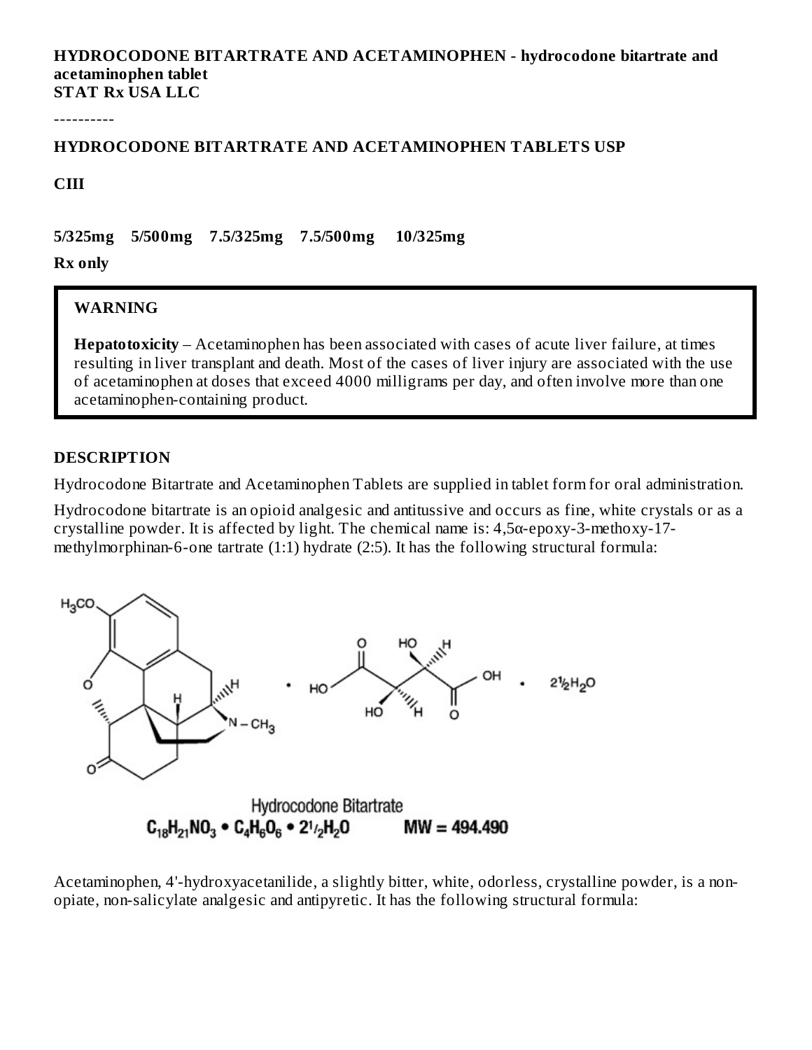**HYDROCODONE BITARTRATE AND ACETAMINOPHEN - hydrocodone bitartrate and acetaminophen tablet**
**STAT Rx USA LLC**

----------

## HYDROCODONE BITARTRATE AND ACETAMINOPHEN TABLETS USP

**CIII**

**5/325mg 5/500mg 7.5/325mg 7.5/500mg 10/325mg**

**Rx only**

> **WARNING**
>
> **Hepatotoxicity** – Acetaminophen has been associated with cases of acute liver failure, at times resulting in liver transplant and death. Most of the cases of liver injury are associated with the use of acetaminophen at doses that exceed 4000 milligrams per day, and often involve more than one acetaminophen-containing product.

## DESCRIPTION

Hydrocodone Bitartrate and Acetaminophen Tablets are supplied in tablet form for oral administration.

Hydrocodone bitartrate is an opioid analgesic and antitussive and occurs as fine, white crystals or as a crystalline powder. It is affected by light. The chemical name is: 4,5α-epoxy-3-methoxy-17-methylmorphinan-6-one tartrate (1:1) hydrate (2:5). It has the following structural formula:

Hydrocodone Bitartrate

$C_{18}H_{21}NO_3 \cdot C_4H_6O_6 \cdot 2\frac{1}{2}H_2O$ MW = 494.490

Acetaminophen, 4'-hydroxyacetanilide, a slightly bitter, white, odorless, crystalline powder, is a non-opiate, non-salicylate analgesic and antipyretic. It has the following structural formula: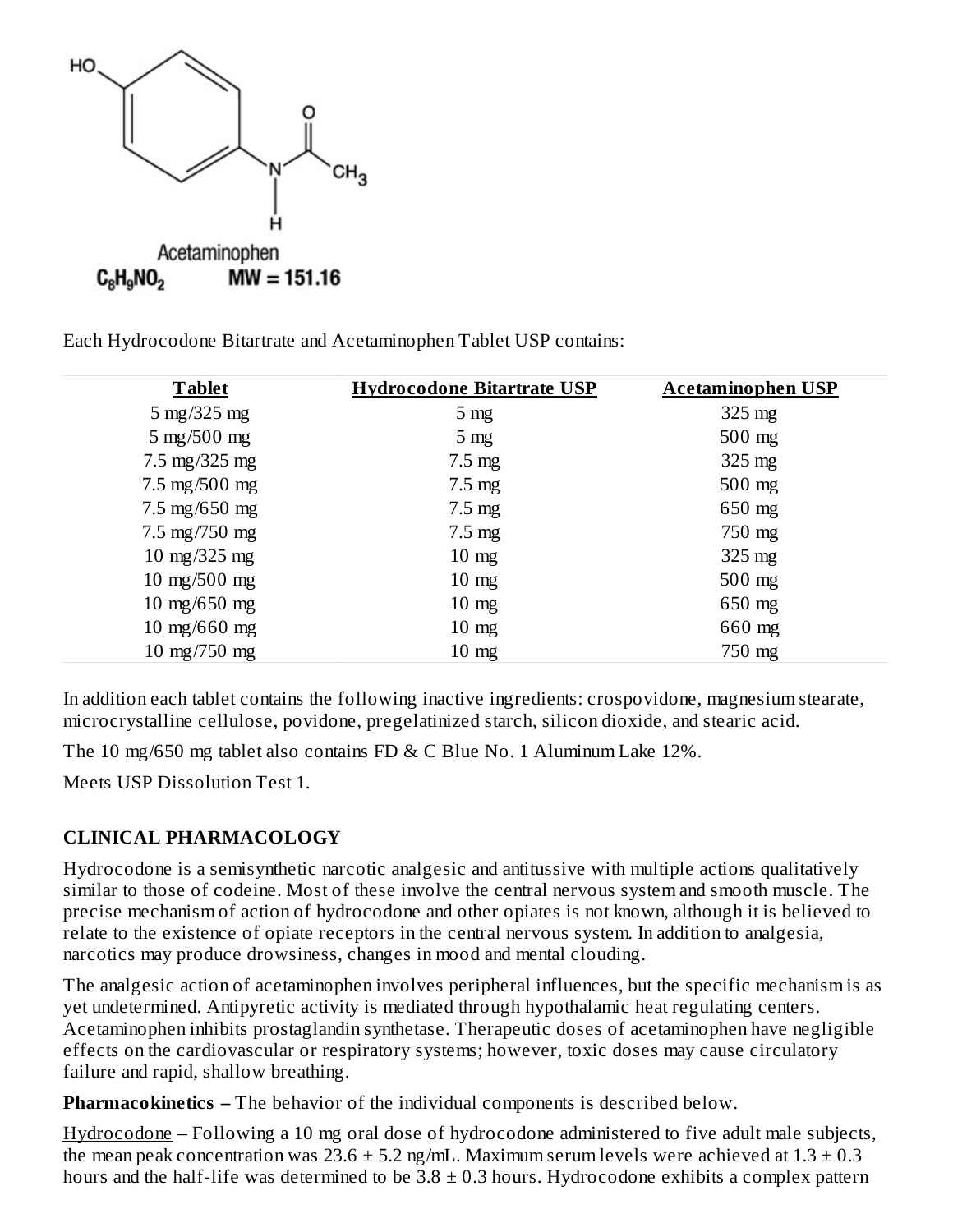Acetaminophen

$C_8H_9NO_2$ MW = 151.16

Each Hydrocodone Bitartrate and Acetaminophen Tablet USP contains:

| Tablet | Hydrocodone Bitartrate USP | Acetaminophen USP |
|---|---|---|
| 5 mg/325 mg | 5 mg | 325 mg |
| 5 mg/500 mg | 5 mg | 500 mg |
| 7.5 mg/325 mg | 7.5 mg | 325 mg |
| 7.5 mg/500 mg | 7.5 mg | 500 mg |
| 7.5 mg/650 mg | 7.5 mg | 650 mg |
| 7.5 mg/750 mg | 7.5 mg | 750 mg |
| 10 mg/325 mg | 10 mg | 325 mg |
| 10 mg/500 mg | 10 mg | 500 mg |
| 10 mg/650 mg | 10 mg | 650 mg |
| 10 mg/660 mg | 10 mg | 660 mg |
| 10 mg/750 mg | 10 mg | 750 mg |

In addition each tablet contains the following inactive ingredients: crospovidone, magnesium stearate, microcrystalline cellulose, povidone, pregelatinized starch, silicon dioxide, and stearic acid.

The 10 mg/650 mg tablet also contains FD & C Blue No. 1 Aluminum Lake 12%.

Meets USP Dissolution Test 1.

## CLINICAL PHARMACOLOGY

Hydrocodone is a semisynthetic narcotic analgesic and antitussive with multiple actions qualitatively similar to those of codeine. Most of these involve the central nervous system and smooth muscle. The precise mechanism of action of hydrocodone and other opiates is not known, although it is believed to relate to the existence of opiate receptors in the central nervous system. In addition to analgesia, narcotics may produce drowsiness, changes in mood and mental clouding.

The analgesic action of acetaminophen involves peripheral influences, but the specific mechanism is as yet undetermined. Antipyretic activity is mediated through hypothalamic heat regulating centers. Acetaminophen inhibits prostaglandin synthetase. Therapeutic doses of acetaminophen have negligible effects on the cardiovascular or respiratory systems; however, toxic doses may cause circulatory failure and rapid, shallow breathing.

**Pharmacokinetics –** The behavior of the individual components is described below.

Hydrocodone – Following a 10 mg oral dose of hydrocodone administered to five adult male subjects, the mean peak concentration was $23.6 \pm 5.2$ ng/mL. Maximum serum levels were achieved at $1.3 \pm 0.3$ hours and the half-life was determined to be $3.8 \pm 0.3$ hours. Hydrocodone exhibits a complex pattern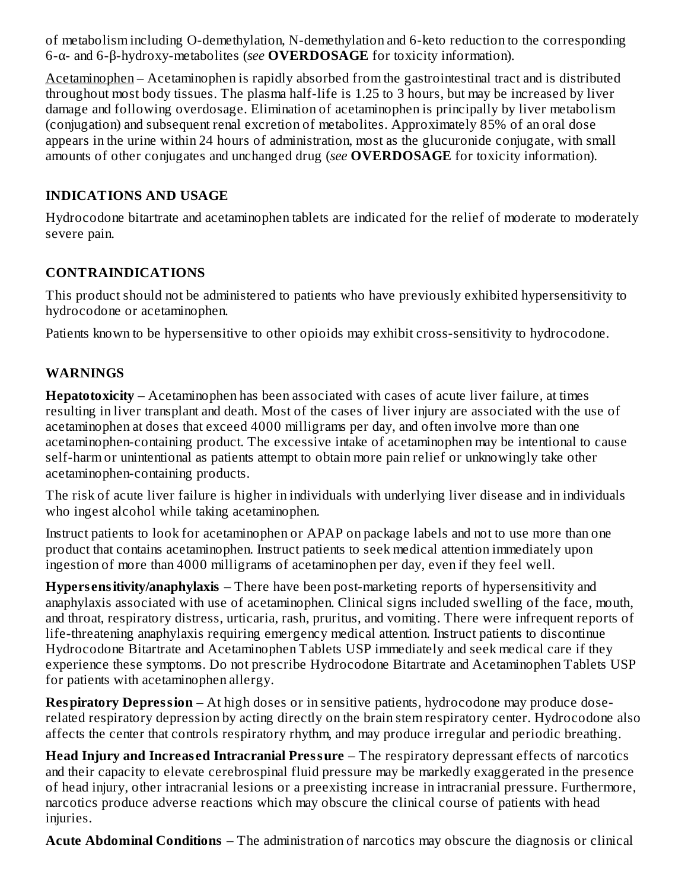of metabolism including O-demethylation, N-demethylation and 6-keto reduction to the corresponding 6-α- and 6-β-hydroxy-metabolites (*see* **OVERDOSAGE** for toxicity information).

Acetaminophen – Acetaminophen is rapidly absorbed from the gastrointestinal tract and is distributed throughout most body tissues. The plasma half-life is 1.25 to 3 hours, but may be increased by liver damage and following overdosage. Elimination of acetaminophen is principally by liver metabolism (conjugation) and subsequent renal excretion of metabolites. Approximately 85% of an oral dose appears in the urine within 24 hours of administration, most as the glucuronide conjugate, with small amounts of other conjugates and unchanged drug (*see* **OVERDOSAGE** for toxicity information).

## INDICATIONS AND USAGE

Hydrocodone bitartrate and acetaminophen tablets are indicated for the relief of moderate to moderately severe pain.

## CONTRAINDICATIONS

This product should not be administered to patients who have previously exhibited hypersensitivity to hydrocodone or acetaminophen.

Patients known to be hypersensitive to other opioids may exhibit cross-sensitivity to hydrocodone.

## WARNINGS

**Hepatotoxicity** – Acetaminophen has been associated with cases of acute liver failure, at times resulting in liver transplant and death. Most of the cases of liver injury are associated with the use of acetaminophen at doses that exceed 4000 milligrams per day, and often involve more than one acetaminophen-containing product. The excessive intake of acetaminophen may be intentional to cause self-harm or unintentional as patients attempt to obtain more pain relief or unknowingly take other acetaminophen-containing products.

The risk of acute liver failure is higher in individuals with underlying liver disease and in individuals who ingest alcohol while taking acetaminophen.

Instruct patients to look for acetaminophen or APAP on package labels and not to use more than one product that contains acetaminophen. Instruct patients to seek medical attention immediately upon ingestion of more than 4000 milligrams of acetaminophen per day, even if they feel well.

**Hypersensitivity/anaphylaxis** – There have been post-marketing reports of hypersensitivity and anaphylaxis associated with use of acetaminophen. Clinical signs included swelling of the face, mouth, and throat, respiratory distress, urticaria, rash, pruritus, and vomiting. There were infrequent reports of life-threatening anaphylaxis requiring emergency medical attention. Instruct patients to discontinue Hydrocodone Bitartrate and Acetaminophen Tablets USP immediately and seek medical care if they experience these symptoms. Do not prescribe Hydrocodone Bitartrate and Acetaminophen Tablets USP for patients with acetaminophen allergy.

**Respiratory Depression** – At high doses or in sensitive patients, hydrocodone may produce dose-related respiratory depression by acting directly on the brain stem respiratory center. Hydrocodone also affects the center that controls respiratory rhythm, and may produce irregular and periodic breathing.

**Head Injury and Increased Intracranial Pressure** – The respiratory depressant effects of narcotics and their capacity to elevate cerebrospinal fluid pressure may be markedly exaggerated in the presence of head injury, other intracranial lesions or a preexisting increase in intracranial pressure. Furthermore, narcotics produce adverse reactions which may obscure the clinical course of patients with head injuries.

**Acute Abdominal Conditions** – The administration of narcotics may obscure the diagnosis or clinical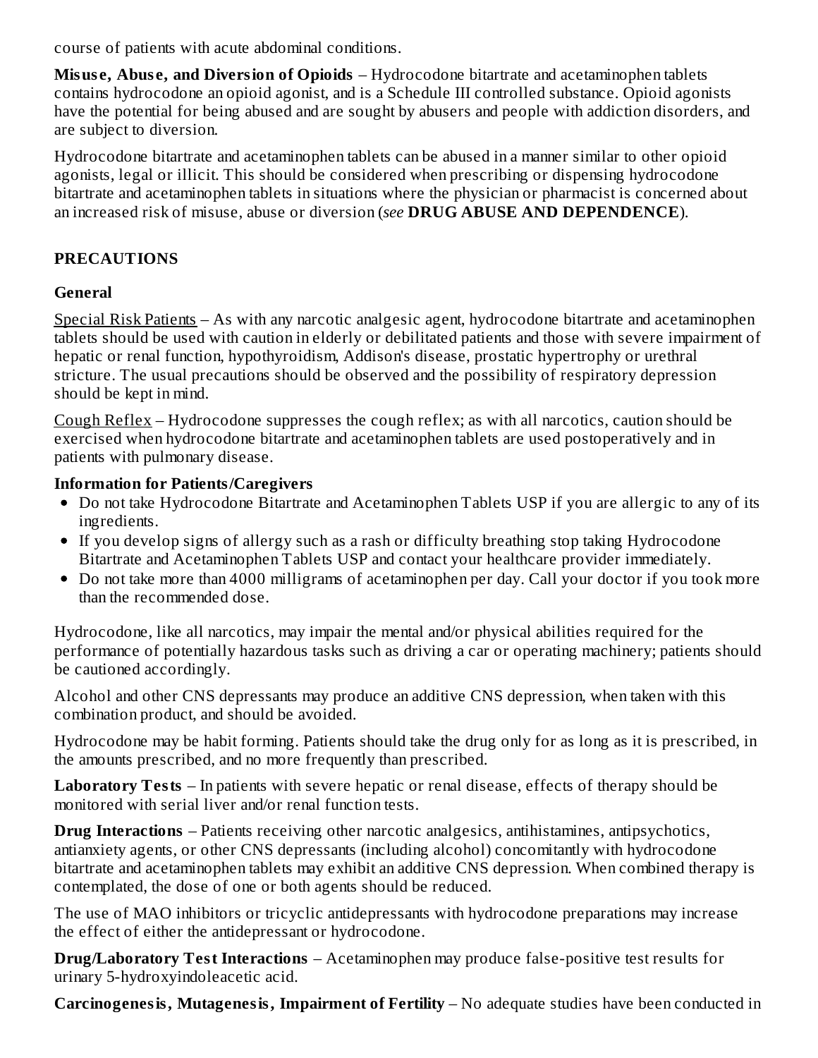course of patients with acute abdominal conditions.

**Misuse, Abuse, and Diversion of Opioids** – Hydrocodone bitartrate and acetaminophen tablets contains hydrocodone an opioid agonist, and is a Schedule III controlled substance. Opioid agonists have the potential for being abused and are sought by abusers and people with addiction disorders, and are subject to diversion.

Hydrocodone bitartrate and acetaminophen tablets can be abused in a manner similar to other opioid agonists, legal or illicit. This should be considered when prescribing or dispensing hydrocodone bitartrate and acetaminophen tablets in situations where the physician or pharmacist is concerned about an increased risk of misuse, abuse or diversion (*see* **DRUG ABUSE AND DEPENDENCE**).

## PRECAUTIONS

### General

Special Risk Patients – As with any narcotic analgesic agent, hydrocodone bitartrate and acetaminophen tablets should be used with caution in elderly or debilitated patients and those with severe impairment of hepatic or renal function, hypothyroidism, Addison's disease, prostatic hypertrophy or urethral stricture. The usual precautions should be observed and the possibility of respiratory depression should be kept in mind.

Cough Reflex – Hydrocodone suppresses the cough reflex; as with all narcotics, caution should be exercised when hydrocodone bitartrate and acetaminophen tablets are used postoperatively and in patients with pulmonary disease.

### Information for Patients/Caregivers

- Do not take Hydrocodone Bitartrate and Acetaminophen Tablets USP if you are allergic to any of its ingredients.
- If you develop signs of allergy such as a rash or difficulty breathing stop taking Hydrocodone Bitartrate and Acetaminophen Tablets USP and contact your healthcare provider immediately.
- Do not take more than 4000 milligrams of acetaminophen per day. Call your doctor if you took more than the recommended dose.

Hydrocodone, like all narcotics, may impair the mental and/or physical abilities required for the performance of potentially hazardous tasks such as driving a car or operating machinery; patients should be cautioned accordingly.

Alcohol and other CNS depressants may produce an additive CNS depression, when taken with this combination product, and should be avoided.

Hydrocodone may be habit forming. Patients should take the drug only for as long as it is prescribed, in the amounts prescribed, and no more frequently than prescribed.

**Laboratory Tests** – In patients with severe hepatic or renal disease, effects of therapy should be monitored with serial liver and/or renal function tests.

**Drug Interactions** – Patients receiving other narcotic analgesics, antihistamines, antipsychotics, antianxiety agents, or other CNS depressants (including alcohol) concomitantly with hydrocodone bitartrate and acetaminophen tablets may exhibit an additive CNS depression. When combined therapy is contemplated, the dose of one or both agents should be reduced.

The use of MAO inhibitors or tricyclic antidepressants with hydrocodone preparations may increase the effect of either the antidepressant or hydrocodone.

**Drug/Laboratory Test Interactions** – Acetaminophen may produce false-positive test results for urinary 5-hydroxyindoleacetic acid.

**Carcinogenesis, Mutagenesis, Impairment of Fertility** – No adequate studies have been conducted in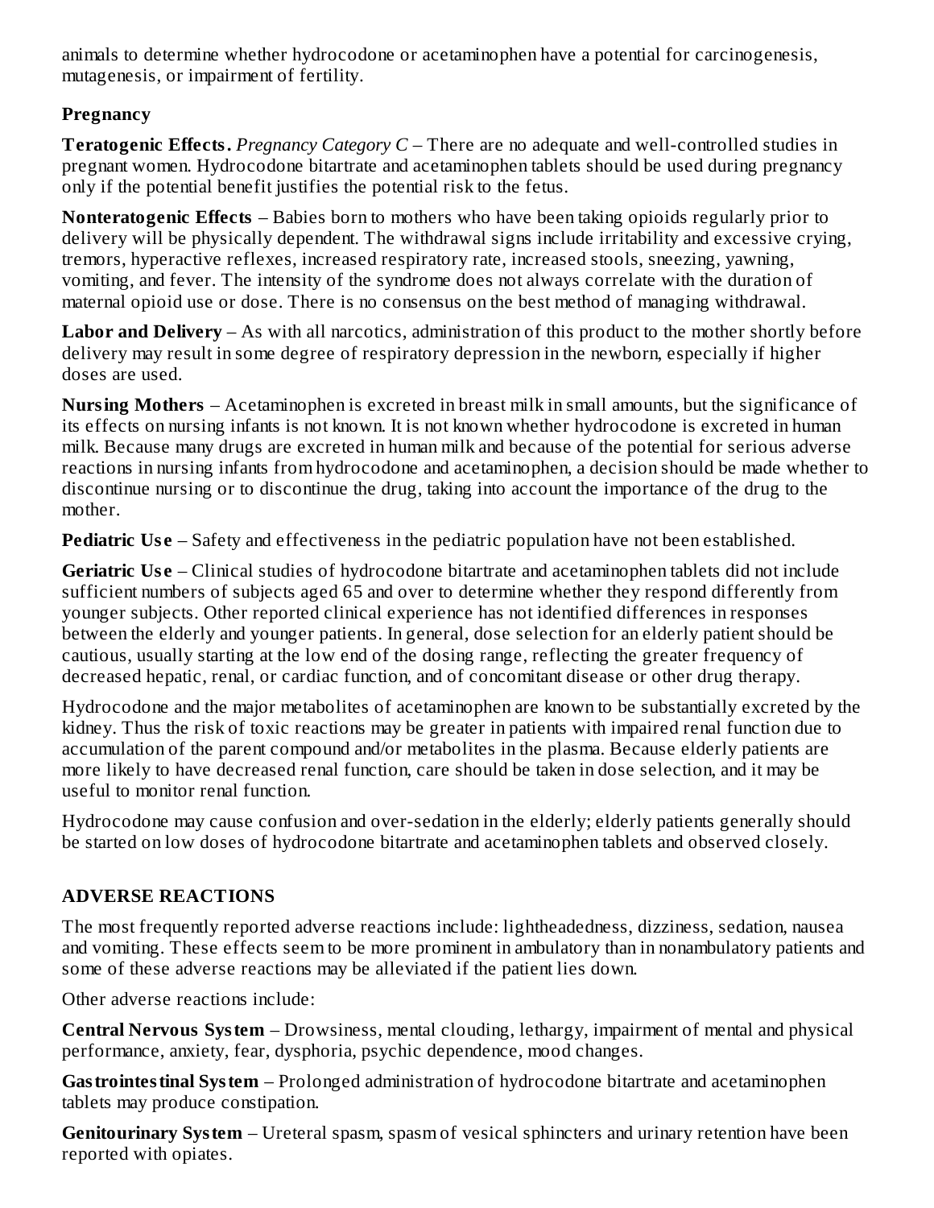animals to determine whether hydrocodone or acetaminophen have a potential for carcinogenesis, mutagenesis, or impairment of fertility.

### Pregnancy

**Teratogenic Effects.** *Pregnancy Category C* – There are no adequate and well-controlled studies in pregnant women. Hydrocodone bitartrate and acetaminophen tablets should be used during pregnancy only if the potential benefit justifies the potential risk to the fetus.

**Nonteratogenic Effects** – Babies born to mothers who have been taking opioids regularly prior to delivery will be physically dependent. The withdrawal signs include irritability and excessive crying, tremors, hyperactive reflexes, increased respiratory rate, increased stools, sneezing, yawning, vomiting, and fever. The intensity of the syndrome does not always correlate with the duration of maternal opioid use or dose. There is no consensus on the best method of managing withdrawal.

**Labor and Delivery** – As with all narcotics, administration of this product to the mother shortly before delivery may result in some degree of respiratory depression in the newborn, especially if higher doses are used.

**Nursing Mothers** – Acetaminophen is excreted in breast milk in small amounts, but the significance of its effects on nursing infants is not known. It is not known whether hydrocodone is excreted in human milk. Because many drugs are excreted in human milk and because of the potential for serious adverse reactions in nursing infants from hydrocodone and acetaminophen, a decision should be made whether to discontinue nursing or to discontinue the drug, taking into account the importance of the drug to the mother.

**Pediatric Use** – Safety and effectiveness in the pediatric population have not been established.

**Geriatric Use** – Clinical studies of hydrocodone bitartrate and acetaminophen tablets did not include sufficient numbers of subjects aged 65 and over to determine whether they respond differently from younger subjects. Other reported clinical experience has not identified differences in responses between the elderly and younger patients. In general, dose selection for an elderly patient should be cautious, usually starting at the low end of the dosing range, reflecting the greater frequency of decreased hepatic, renal, or cardiac function, and of concomitant disease or other drug therapy.

Hydrocodone and the major metabolites of acetaminophen are known to be substantially excreted by the kidney. Thus the risk of toxic reactions may be greater in patients with impaired renal function due to accumulation of the parent compound and/or metabolites in the plasma. Because elderly patients are more likely to have decreased renal function, care should be taken in dose selection, and it may be useful to monitor renal function.

Hydrocodone may cause confusion and over-sedation in the elderly; elderly patients generally should be started on low doses of hydrocodone bitartrate and acetaminophen tablets and observed closely.

## ADVERSE REACTIONS

The most frequently reported adverse reactions include: lightheadedness, dizziness, sedation, nausea and vomiting. These effects seem to be more prominent in ambulatory than in nonambulatory patients and some of these adverse reactions may be alleviated if the patient lies down.

Other adverse reactions include:

**Central Nervous System** – Drowsiness, mental clouding, lethargy, impairment of mental and physical performance, anxiety, fear, dysphoria, psychic dependence, mood changes.

**Gastrointestinal System** – Prolonged administration of hydrocodone bitartrate and acetaminophen tablets may produce constipation.

**Genitourinary System** – Ureteral spasm, spasm of vesical sphincters and urinary retention have been reported with opiates.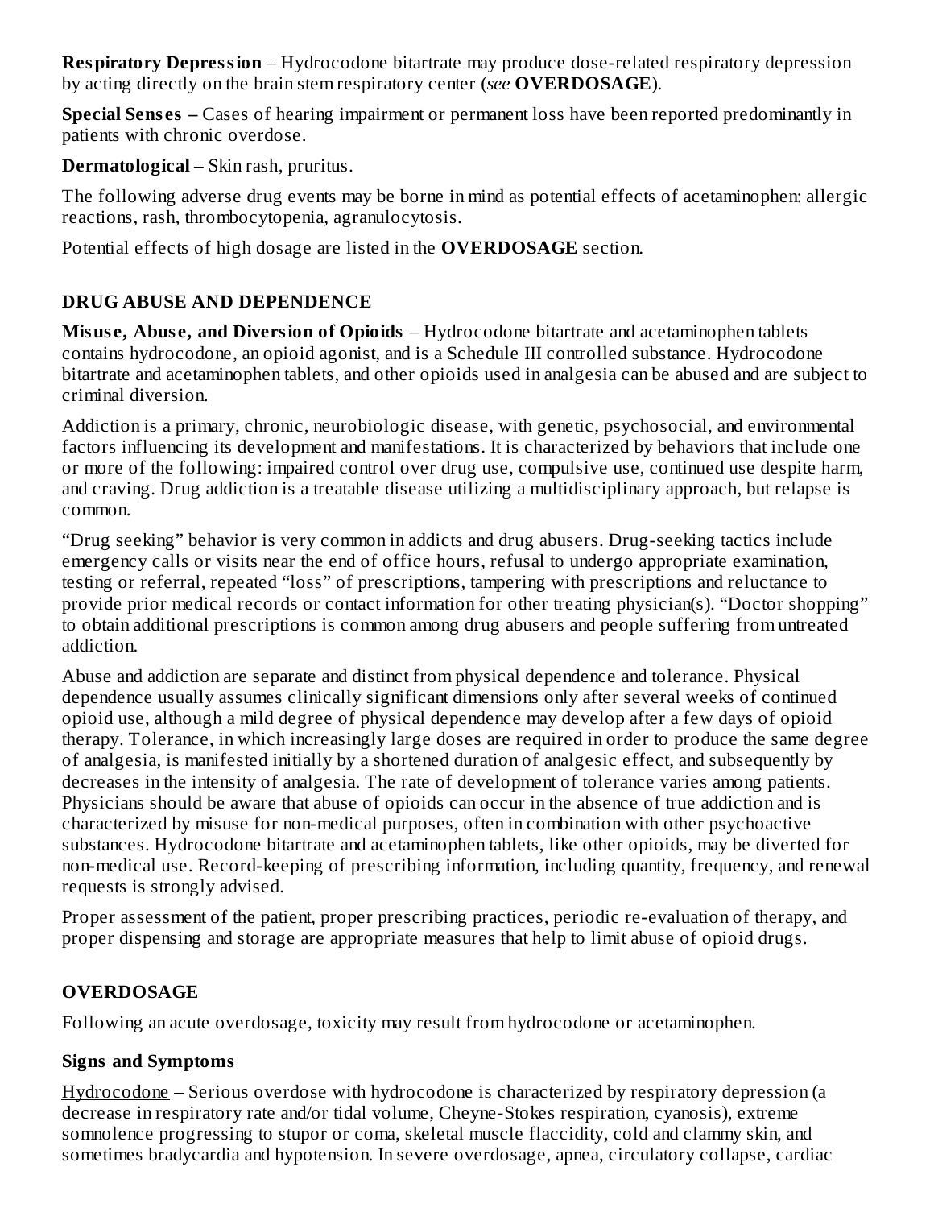**Respiratory Depression** – Hydrocodone bitartrate may produce dose-related respiratory depression by acting directly on the brain stem respiratory center (*see* **OVERDOSAGE**).

**Special Senses –** Cases of hearing impairment or permanent loss have been reported predominantly in patients with chronic overdose.

**Dermatological** – Skin rash, pruritus.

The following adverse drug events may be borne in mind as potential effects of acetaminophen: allergic reactions, rash, thrombocytopenia, agranulocytosis.

Potential effects of high dosage are listed in the **OVERDOSAGE** section.

## DRUG ABUSE AND DEPENDENCE

**Misuse, Abuse, and Diversion of Opioids** – Hydrocodone bitartrate and acetaminophen tablets contains hydrocodone, an opioid agonist, and is a Schedule III controlled substance. Hydrocodone bitartrate and acetaminophen tablets, and other opioids used in analgesia can be abused and are subject to criminal diversion.

Addiction is a primary, chronic, neurobiologic disease, with genetic, psychosocial, and environmental factors influencing its development and manifestations. It is characterized by behaviors that include one or more of the following: impaired control over drug use, compulsive use, continued use despite harm, and craving. Drug addiction is a treatable disease utilizing a multidisciplinary approach, but relapse is common.

"Drug seeking" behavior is very common in addicts and drug abusers. Drug-seeking tactics include emergency calls or visits near the end of office hours, refusal to undergo appropriate examination, testing or referral, repeated "loss" of prescriptions, tampering with prescriptions and reluctance to provide prior medical records or contact information for other treating physician(s). "Doctor shopping" to obtain additional prescriptions is common among drug abusers and people suffering from untreated addiction.

Abuse and addiction are separate and distinct from physical dependence and tolerance. Physical dependence usually assumes clinically significant dimensions only after several weeks of continued opioid use, although a mild degree of physical dependence may develop after a few days of opioid therapy. Tolerance, in which increasingly large doses are required in order to produce the same degree of analgesia, is manifested initially by a shortened duration of analgesic effect, and subsequently by decreases in the intensity of analgesia. The rate of development of tolerance varies among patients. Physicians should be aware that abuse of opioids can occur in the absence of true addiction and is characterized by misuse for non-medical purposes, often in combination with other psychoactive substances. Hydrocodone bitartrate and acetaminophen tablets, like other opioids, may be diverted for non-medical use. Record-keeping of prescribing information, including quantity, frequency, and renewal requests is strongly advised.

Proper assessment of the patient, proper prescribing practices, periodic re-evaluation of therapy, and proper dispensing and storage are appropriate measures that help to limit abuse of opioid drugs.

## OVERDOSAGE

Following an acute overdosage, toxicity may result from hydrocodone or acetaminophen.

### Signs and Symptoms

Hydrocodone – Serious overdose with hydrocodone is characterized by respiratory depression (a decrease in respiratory rate and/or tidal volume, Cheyne-Stokes respiration, cyanosis), extreme somnolence progressing to stupor or coma, skeletal muscle flaccidity, cold and clammy skin, and sometimes bradycardia and hypotension. In severe overdosage, apnea, circulatory collapse, cardiac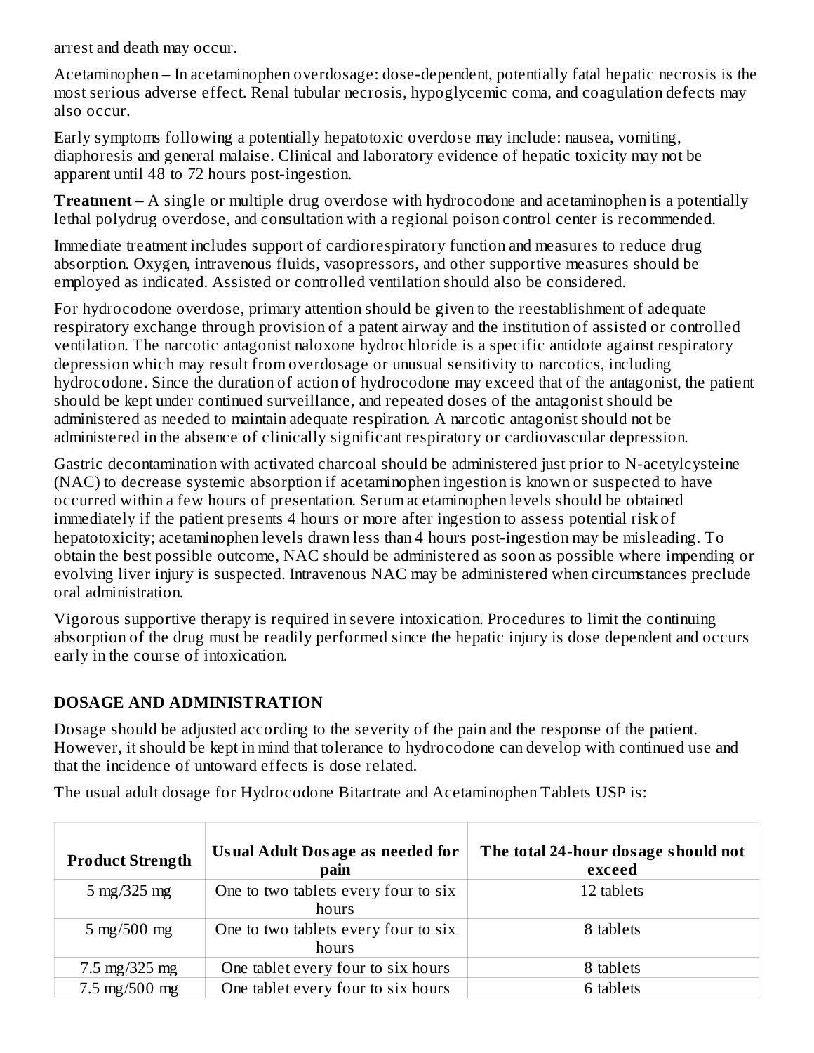arrest and death may occur.

Acetaminophen – In acetaminophen overdosage: dose-dependent, potentially fatal hepatic necrosis is the most serious adverse effect. Renal tubular necrosis, hypoglycemic coma, and coagulation defects may also occur.

Early symptoms following a potentially hepatotoxic overdose may include: nausea, vomiting, diaphoresis and general malaise. Clinical and laboratory evidence of hepatic toxicity may not be apparent until 48 to 72 hours post-ingestion.

**Treatment** – A single or multiple drug overdose with hydrocodone and acetaminophen is a potentially lethal polydrug overdose, and consultation with a regional poison control center is recommended.

Immediate treatment includes support of cardiorespiratory function and measures to reduce drug absorption. Oxygen, intravenous fluids, vasopressors, and other supportive measures should be employed as indicated. Assisted or controlled ventilation should also be considered.

For hydrocodone overdose, primary attention should be given to the reestablishment of adequate respiratory exchange through provision of a patent airway and the institution of assisted or controlled ventilation. The narcotic antagonist naloxone hydrochloride is a specific antidote against respiratory depression which may result from overdosage or unusual sensitivity to narcotics, including hydrocodone. Since the duration of action of hydrocodone may exceed that of the antagonist, the patient should be kept under continued surveillance, and repeated doses of the antagonist should be administered as needed to maintain adequate respiration. A narcotic antagonist should not be administered in the absence of clinically significant respiratory or cardiovascular depression.

Gastric decontamination with activated charcoal should be administered just prior to N-acetylcysteine (NAC) to decrease systemic absorption if acetaminophen ingestion is known or suspected to have occurred within a few hours of presentation. Serum acetaminophen levels should be obtained immediately if the patient presents 4 hours or more after ingestion to assess potential risk of hepatotoxicity; acetaminophen levels drawn less than 4 hours post-ingestion may be misleading. To obtain the best possible outcome, NAC should be administered as soon as possible where impending or evolving liver injury is suspected. Intravenous NAC may be administered when circumstances preclude oral administration.

Vigorous supportive therapy is required in severe intoxication. Procedures to limit the continuing absorption of the drug must be readily performed since the hepatic injury is dose dependent and occurs early in the course of intoxication.

## DOSAGE AND ADMINISTRATION

Dosage should be adjusted according to the severity of the pain and the response of the patient. However, it should be kept in mind that tolerance to hydrocodone can develop with continued use and that the incidence of untoward effects is dose related.

The usual adult dosage for Hydrocodone Bitartrate and Acetaminophen Tablets USP is:

| Product Strength | Usual Adult Dosage as needed for pain | The total 24-hour dosage should not exceed |
|---|---|---|
| 5 mg/325 mg | One to two tablets every four to six hours | 12 tablets |
| 5 mg/500 mg | One to two tablets every four to six hours | 8 tablets |
| 7.5 mg/325 mg | One tablet every four to six hours | 8 tablets |
| 7.5 mg/500 mg | One tablet every four to six hours | 6 tablets |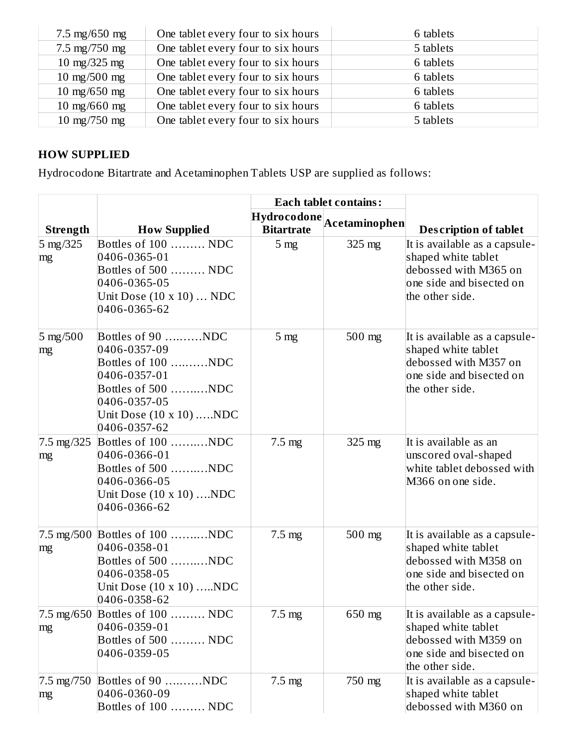| 7.5 mg/650 mg | One tablet every four to six hours | 6 tablets |
|---|---|---|
| 7.5 mg/750 mg | One tablet every four to six hours | 5 tablets |
| 10 mg/325 mg | One tablet every four to six hours | 6 tablets |
| 10 mg/500 mg | One tablet every four to six hours | 6 tablets |
| 10 mg/650 mg | One tablet every four to six hours | 6 tablets |
| 10 mg/660 mg | One tablet every four to six hours | 6 tablets |
| 10 mg/750 mg | One tablet every four to six hours | 5 tablets |

## HOW SUPPLIED

Hydrocodone Bitartrate and Acetaminophen Tablets USP are supplied as follows:

| | | Each tablet contains: | | |
|---|---|---|---|---|
| **Strength** | **How Supplied** | **Hydrocodone Bitartrate** | **Acetaminophen** | **Description of tablet** |
| 5 mg/325 mg | Bottles of 100 ……… NDC 0406-0365-01<br>Bottles of 500 ……… NDC 0406-0365-05<br>Unit Dose (10 x 10) … NDC 0406-0365-62 | 5 mg | 325 mg | It is available as a capsule-shaped white tablet debossed with M365 on one side and bisected on the other side. |
| 5 mg/500 mg | Bottles of 90 ……….NDC 0406-0357-09<br>Bottles of 100 ……….NDC 0406-0357-01<br>Bottles of 500 ……….NDC 0406-0357-05<br>Unit Dose (10 x 10) …..NDC 0406-0357-62 | 5 mg | 500 mg | It is available as a capsule-shaped white tablet debossed with M357 on one side and bisected on the other side. |
| 7.5 mg/325 mg | Bottles of 100 ……….NDC 0406-0366-01<br>Bottles of 500 ……….NDC 0406-0366-05<br>Unit Dose (10 x 10) ….NDC 0406-0366-62 | 7.5 mg | 325 mg | It is available as an unscored oval-shaped white tablet debossed with M366 on one side. |
| 7.5 mg/500 mg | Bottles of 100 ……….NDC 0406-0358-01<br>Bottles of 500 ……….NDC 0406-0358-05<br>Unit Dose (10 x 10) …..NDC 0406-0358-62 | 7.5 mg | 500 mg | It is available as a capsule-shaped white tablet debossed with M358 on one side and bisected on the other side. |
| 7.5 mg/650 mg | Bottles of 100 ……… NDC 0406-0359-01<br>Bottles of 500 ……… NDC 0406-0359-05 | 7.5 mg | 650 mg | It is available as a capsule-shaped white tablet debossed with M359 on one side and bisected on the other side. |
| 7.5 mg/750 mg | Bottles of 90 ……….NDC 0406-0360-09<br>Bottles of 100 ……… NDC | 7.5 mg | 750 mg | It is available as a capsule-shaped white tablet debossed with M360 on |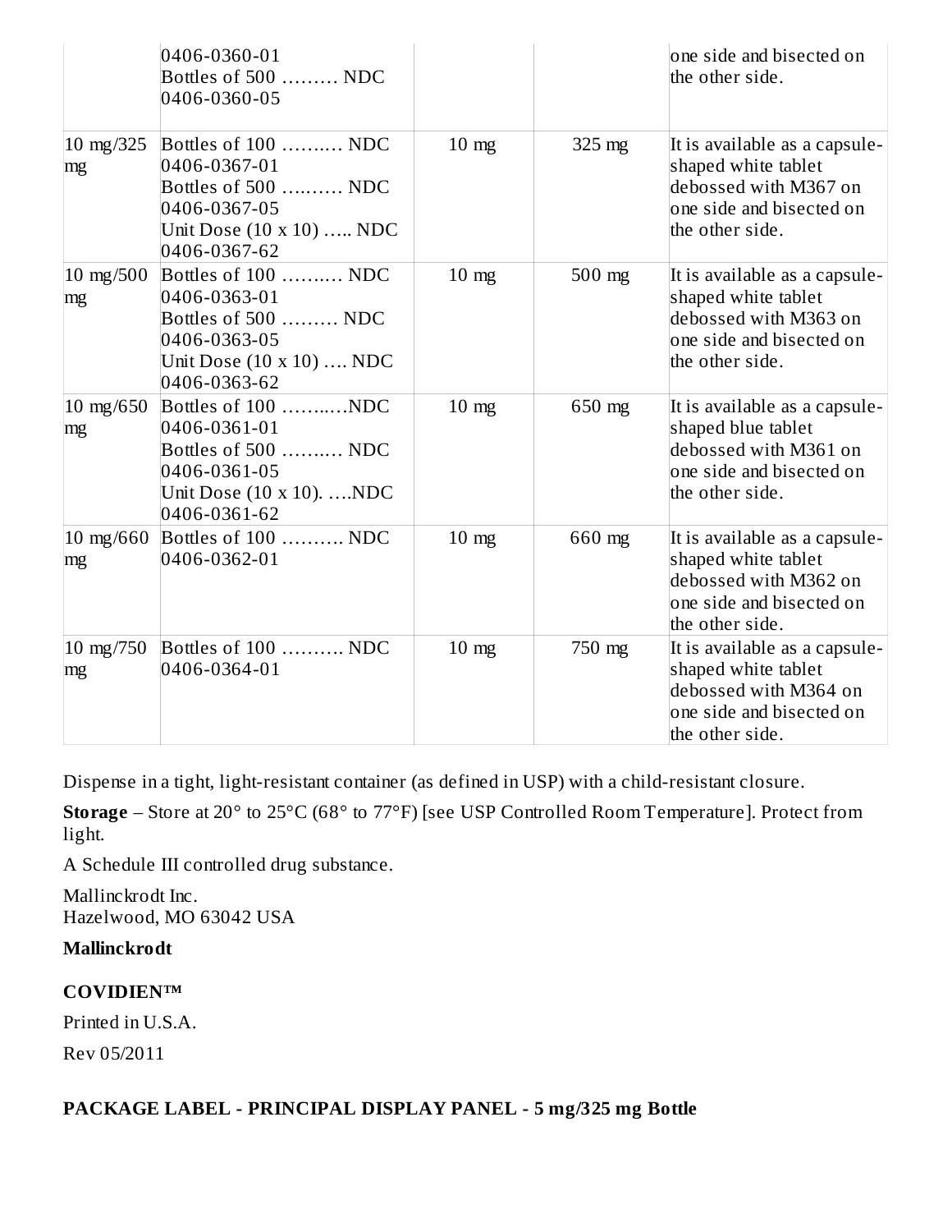| | | | | |
|---|---|---|---|---|
| | 0406-0360-01<br>Bottles of 500 ……… NDC 0406-0360-05 | | | one side and bisected on the other side. |
| 10 mg/325 mg | Bottles of 100 …..….. NDC 0406-0367-01<br>Bottles of 500 …..…… NDC 0406-0367-05<br>Unit Dose (10 x 10) ….. NDC 0406-0367-62 | 10 mg | 325 mg | It is available as a capsule-shaped white tablet debossed with M367 on one side and bisected on the other side. |
| 10 mg/500 mg | Bottles of 100 …..….. NDC 0406-0363-01<br>Bottles of 500 ……… NDC 0406-0363-05<br>Unit Dose (10 x 10) …. NDC 0406-0363-62 | 10 mg | 500 mg | It is available as a capsule-shaped white tablet debossed with M363 on one side and bisected on the other side. |
| 10 mg/650 mg | Bottles of 100 …..…..NDC 0406-0361-01<br>Bottles of 500 …..….. NDC 0406-0361-05<br>Unit Dose (10 x 10). ….NDC 0406-0361-62 | 10 mg | 650 mg | It is available as a capsule-shaped blue tablet debossed with M361 on one side and bisected on the other side. |
| 10 mg/660 mg | Bottles of 100 ………. NDC 0406-0362-01 | 10 mg | 660 mg | It is available as a capsule-shaped white tablet debossed with M362 on one side and bisected on the other side. |
| 10 mg/750 mg | Bottles of 100 ………. NDC 0406-0364-01 | 10 mg | 750 mg | It is available as a capsule-shaped white tablet debossed with M364 on one side and bisected on the other side. |

Dispense in a tight, light-resistant container (as defined in USP) with a child-resistant closure.

**Storage** – Store at 20° to 25°C (68° to 77°F) [see USP Controlled Room Temperature]. Protect from light.

A Schedule III controlled drug substance.

Mallinckrodt Inc.
Hazelwood, MO 63042 USA

**Mallinckrodt**

**COVIDIEN™**

Printed in U.S.A.

Rev 05/2011

**PACKAGE LABEL - PRINCIPAL DISPLAY PANEL - 5 mg/325 mg Bottle**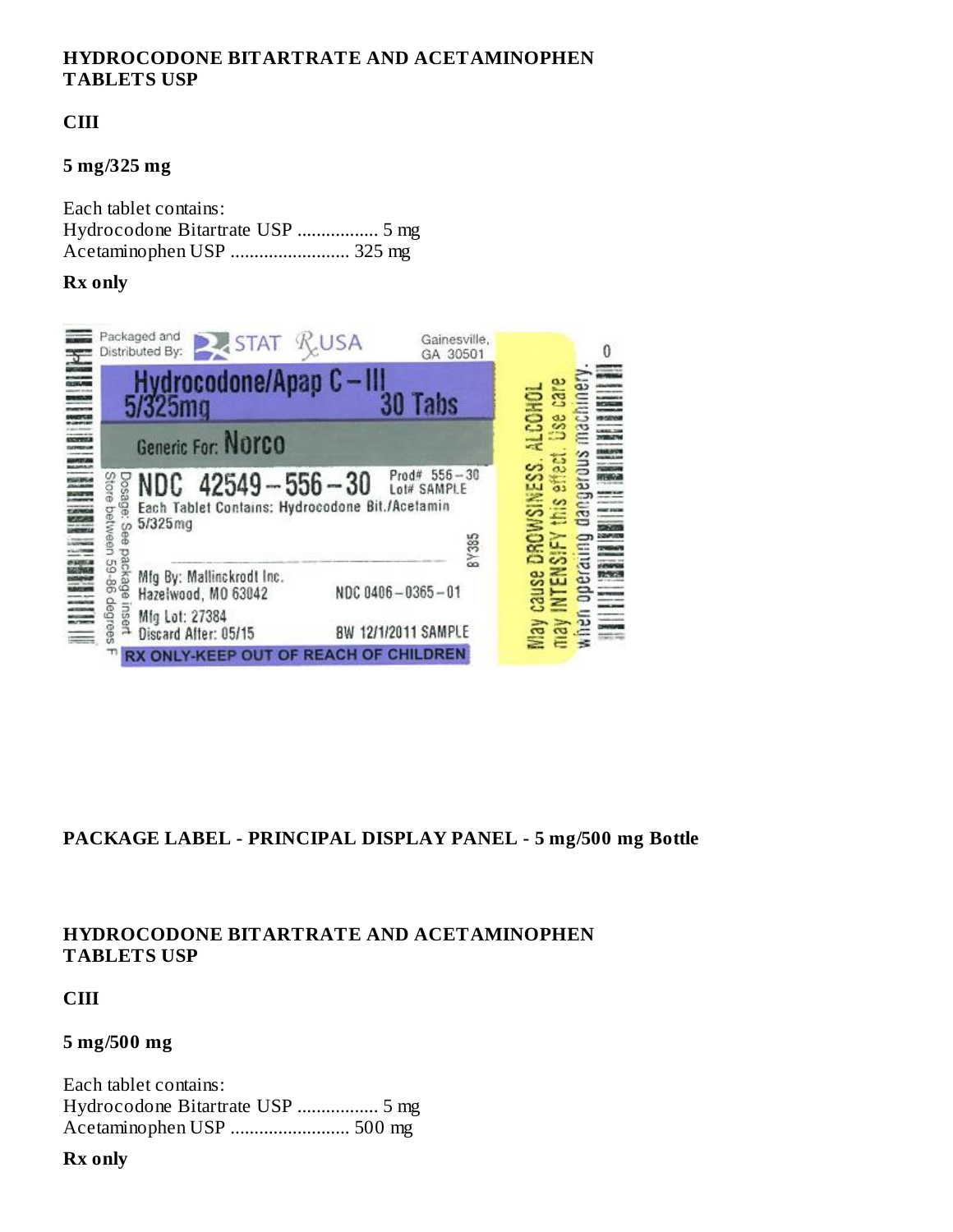**HYDROCODONE BITARTRATE AND ACETAMINOPHEN TABLETS USP**

**CIII**

**5 mg/325 mg**

Each tablet contains:
Hydrocodone Bitartrate USP ................. 5 mg
Acetaminophen USP ......................... 325 mg

**Rx only**

Packaged and Distributed By: STAT Rx USA Gainesville, GA 30501

Hydrocodone/Apap C – III
5/325mg 30 Tabs

Generic For: Norco

NDC 42549 – 556 – 30 Prod# 556 – 30 Lot# SAMPLE
Each Tablet Contains: Hydrocodone Bit./Acetamin 5/325mg

8Y385

Mfg By: Mallinckrodt Inc.
Hazelwood, MO 63042 NDC 0406 – 0365 – 01

Mfg Lot: 27384
Discard After: 05/15 BW 12/1/2011 SAMPLE

Dosage: See package insert
Store between 59-86 degrees F

RX ONLY-KEEP OUT OF REACH OF CHILDREN

May cause DROWSINESS. ALCOHOL may INTENSIFY this effect. Use care when operating dangerous machinery.

**PACKAGE LABEL - PRINCIPAL DISPLAY PANEL - 5 mg/500 mg Bottle**

**HYDROCODONE BITARTRATE AND ACETAMINOPHEN TABLETS USP**

**CIII**

**5 mg/500 mg**

Each tablet contains:
Hydrocodone Bitartrate USP ................. 5 mg
Acetaminophen USP ......................... 500 mg

**Rx only**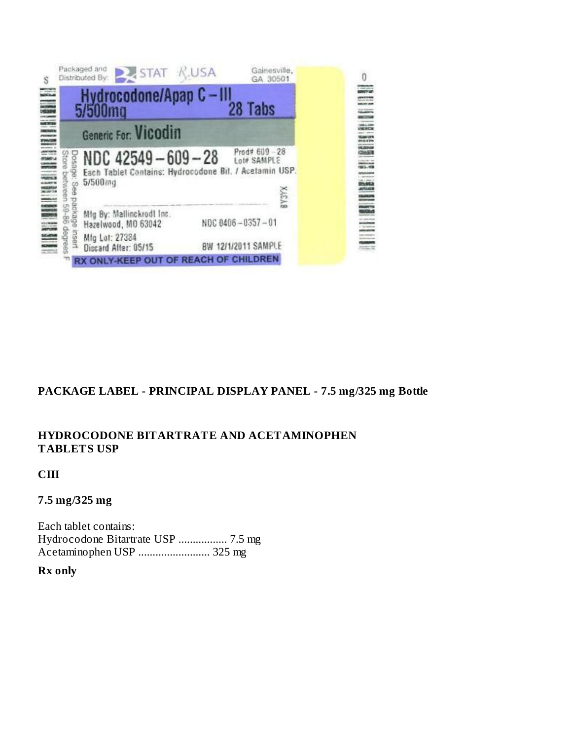Packaged and Distributed By: STAT Rx USA Gainesville, GA 30501

**Hydrocodone/Apap C – III 5/500mg 28 Tabs**

**Generic For: Vicodin**

**NDC 42549 – 609 – 28** Prod# 609 – 28 Lot# SAMPLE

Each Tablet Contains: Hydrocodone Bit. / Acetamin USP. 5/500mg

Dosage: See package insert
Store between 59-86 degrees F

Mfg By: Mallinckrodt Inc. Hazelwood, MO 63042 NDC 0406 – 0357 – 01

Mfg Lot: 27384
Discard After: 05/15 BW 12/1/2011 SAMPLE

RX ONLY-KEEP OUT OF REACH OF CHILDREN

## PACKAGE LABEL - PRINCIPAL DISPLAY PANEL - 7.5 mg/325 mg Bottle

**HYDROCODONE BITARTRATE AND ACETAMINOPHEN TABLETS USP**

**CIII**

**7.5 mg/325 mg**

Each tablet contains:
Hydrocodone Bitartrate USP ................. 7.5 mg
Acetaminophen USP ......................... 325 mg

**Rx only**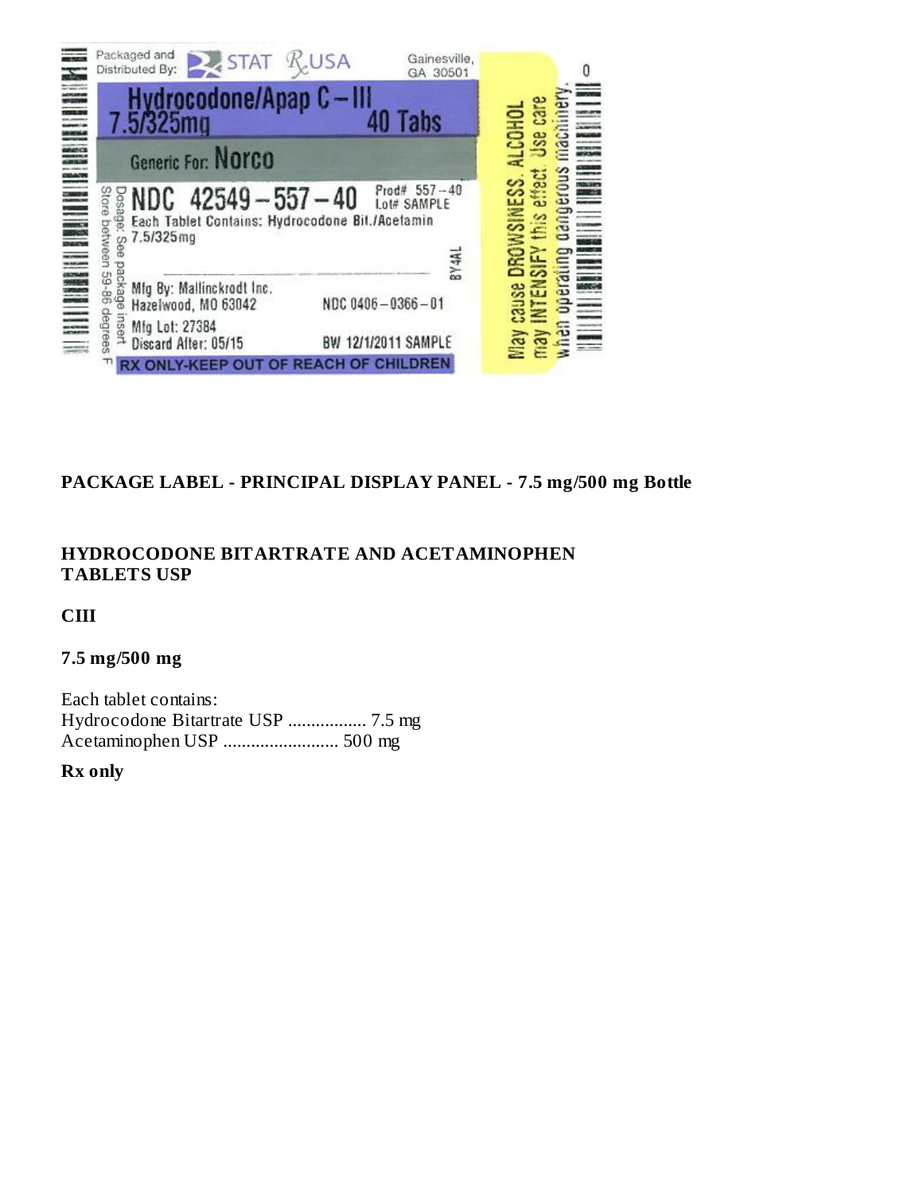Packaged and Distributed By: STAT Rx USA Gainesville, GA 30501

Hydrocodone/Apap C – III 7.5/325mg 40 Tabs

Generic For: Norco

NDC 42549 – 557 – 40 Prod# 557 – 40 Lot# SAMPLE

Each Tablet Contains: Hydrocodone Bit./Acetamin 7.5/325mg

Dosage: See package insert

Store between 59-86 degrees F

BY4AL

Mfg By: Mallinckrodt Inc. Hazelwood, MO 63042 NDC 0406 – 0366 – 01

Mfg Lot: 27384

Discard After: 05/15 BW 12/1/2011 SAMPLE

RX ONLY-KEEP OUT OF REACH OF CHILDREN

May cause DROWSINESS. ALCOHOL may INTENSIFY this effect. Use care when operating dangerous machinery.

**PACKAGE LABEL - PRINCIPAL DISPLAY PANEL - 7.5 mg/500 mg Bottle**

**HYDROCODONE BITARTRATE AND ACETAMINOPHEN TABLETS USP**

**CIII**

**7.5 mg/500 mg**

Each tablet contains:
Hydrocodone Bitartrate USP ................. 7.5 mg
Acetaminophen USP ......................... 500 mg

**Rx only**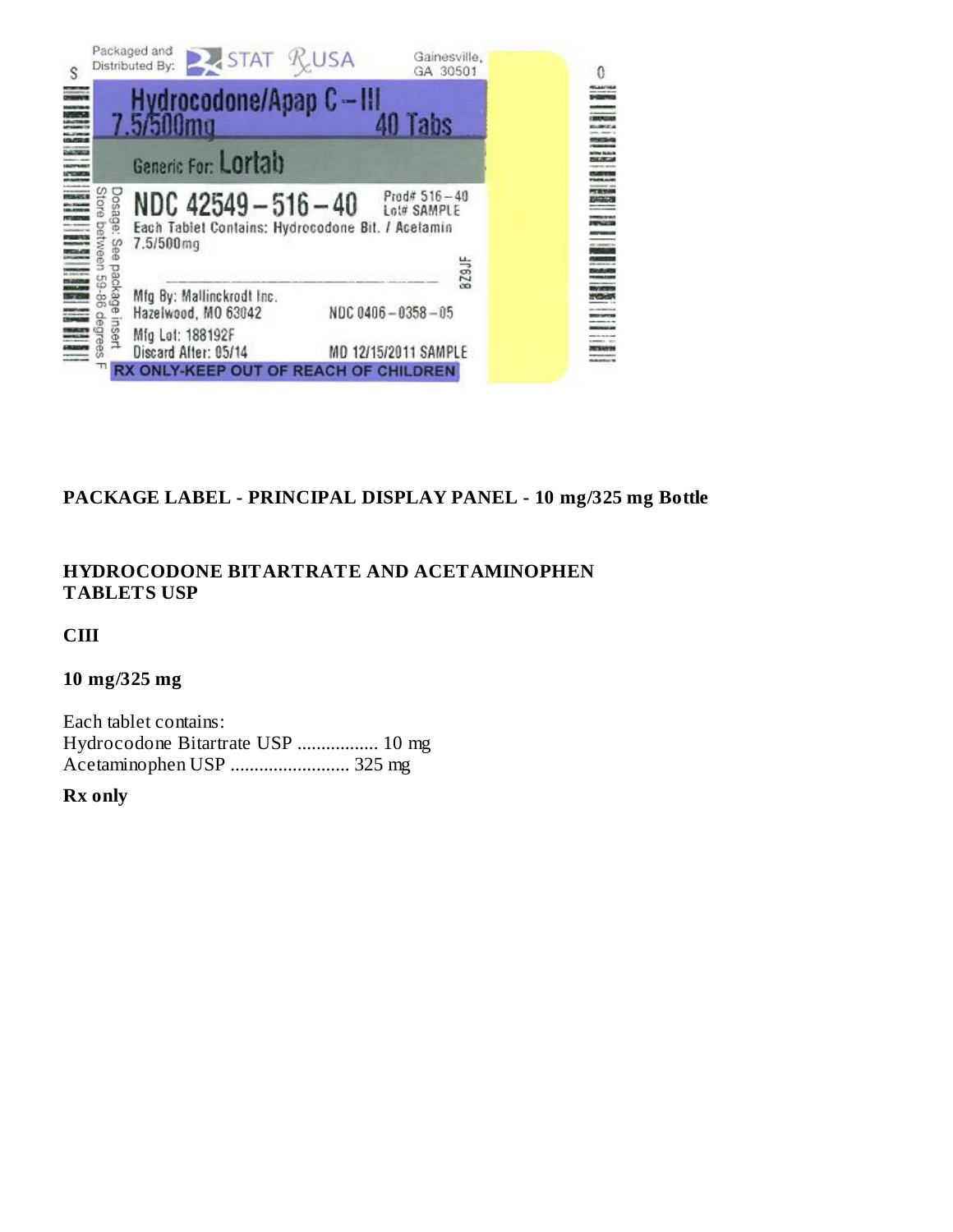Packaged and Distributed By: STAT Rx USA Gainesville, GA 30501

Hydrocodone/Apap C–III 7.5/500mg 40 Tabs

Generic For: Lortab

NDC 42549–516–40

Prod# 516–40
Lot# SAMPLE

Each Tablet Contains: Hydrocodone Bit. / Acetamin 7.5/500mg

Dosage: See package insert
Store between 59-86 degrees F

Mfg By: Mallinckrodt Inc.
Hazelwood, MO 63042

NDC 0406–0358–05

Mfg Lot: 188192F
Discard After: 05/14

MD 12/15/2011 SAMPLE

RX ONLY-KEEP OUT OF REACH OF CHILDREN

**PACKAGE LABEL - PRINCIPAL DISPLAY PANEL - 10 mg/325 mg Bottle**

**HYDROCODONE BITARTRATE AND ACETAMINOPHEN TABLETS USP**

**CIII**

**10 mg/325 mg**

Each tablet contains:
Hydrocodone Bitartrate USP ................. 10 mg
Acetaminophen USP ......................... 325 mg

**Rx only**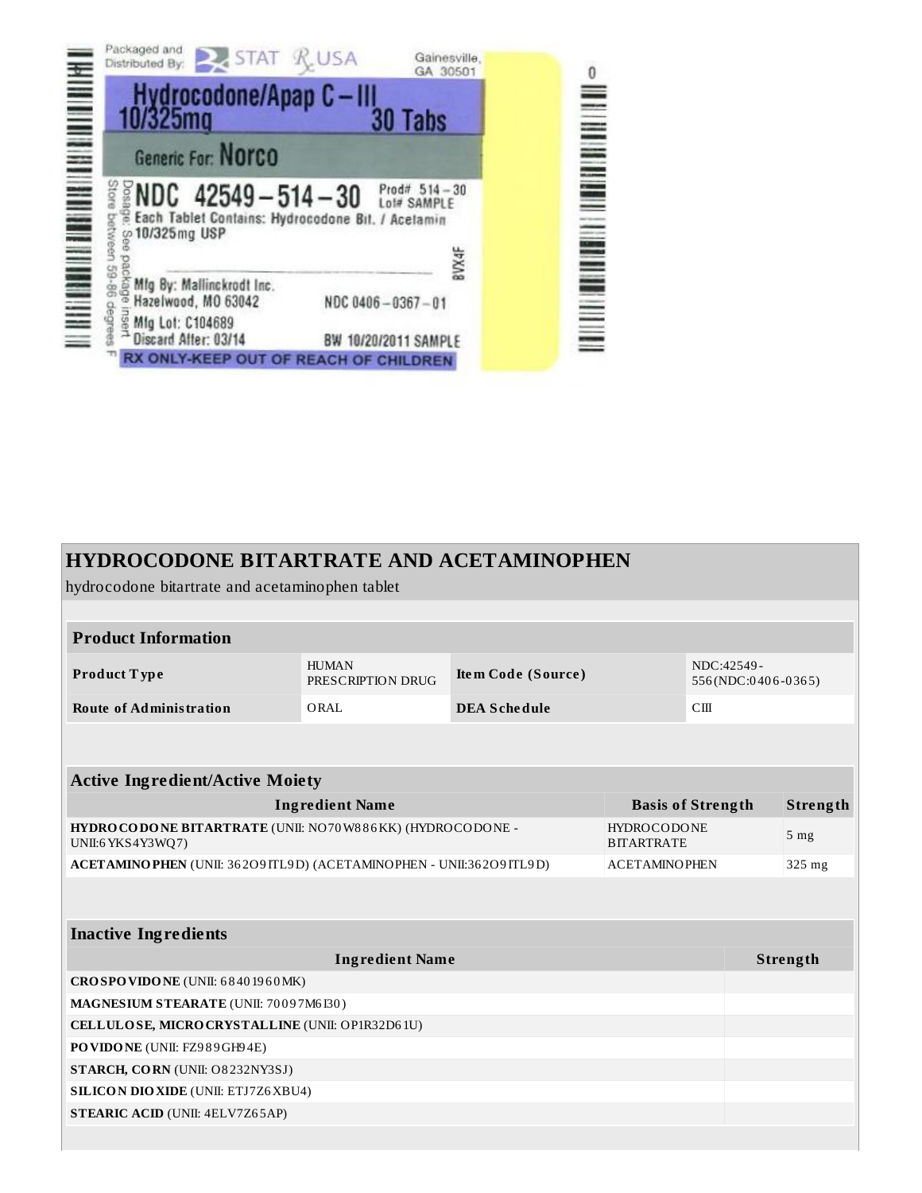Packaged and Distributed By: STAT Rx USA Gainesville, GA 30501

**Hydrocodone/Apap C – III**
**10/325mg 30 Tabs**

Generic For: **Norco**

**NDC 42549 – 514 – 30** Prod# 514 – 30 Lot# SAMPLE

Each Tablet Contains: Hydrocodone Bit. / Acetamin 10/325mg USP

Mfg By: Mallinckrodt Inc. Hazelwood, MO 63042 NDC 0406 – 0367 – 01

Mfg Lot: C104689

Discard After: 03/14 BW 10/20/2011 SAMPLE

Dosage: See package insert

Store between 59-86 degrees F

RX ONLY-KEEP OUT OF REACH OF CHILDREN

8VX4F

# HYDROCODONE BITARTRATE AND ACETAMINOPHEN

hydrocodone bitartrate and acetaminophen tablet

| **Product Information** | | | |
|---|---|---|---|
| **Product Type** | HUMAN PRESCRIPTION DRUG | **Item Code (Source)** | NDC:42549-556(NDC:0406-0365) |
| **Route of Administration** | ORAL | **DEA Schedule** | CIII |

| **Active Ingredient/Active Moiety** | | |
|---|---|---|
| **Ingredient Name** | **Basis of Strength** | **Strength** |
| **HYDROCODONE BITARTRATE** (UNII: NO70W886KK) (HYDROCODONE - UNII:6YKS4Y3WQ7) | HYDROCODONE BITARTRATE | 5 mg |
| **ACETAMINOPHEN** (UNII: 362O9ITL9D) (ACETAMINOPHEN - UNII:362O9ITL9D) | ACETAMINOPHEN | 325 mg |

| **Inactive Ingredients** | |
|---|---|
| **Ingredient Name** | **Strength** |
| **CROSPOVIDONE** (UNII: 68401960MK) | |
| **MAGNESIUM STEARATE** (UNII: 70097M6I30) | |
| **CELLULOSE, MICROCRYSTALLINE** (UNII: OP1R32D61U) | |
| **POVIDONE** (UNII: FZ989GH94E) | |
| **STARCH, CORN** (UNII: O8232NY3SJ) | |
| **SILICON DIOXIDE** (UNII: ETJ7Z6XBU4) | |
| **STEARIC ACID** (UNII: 4ELV7Z65AP) | |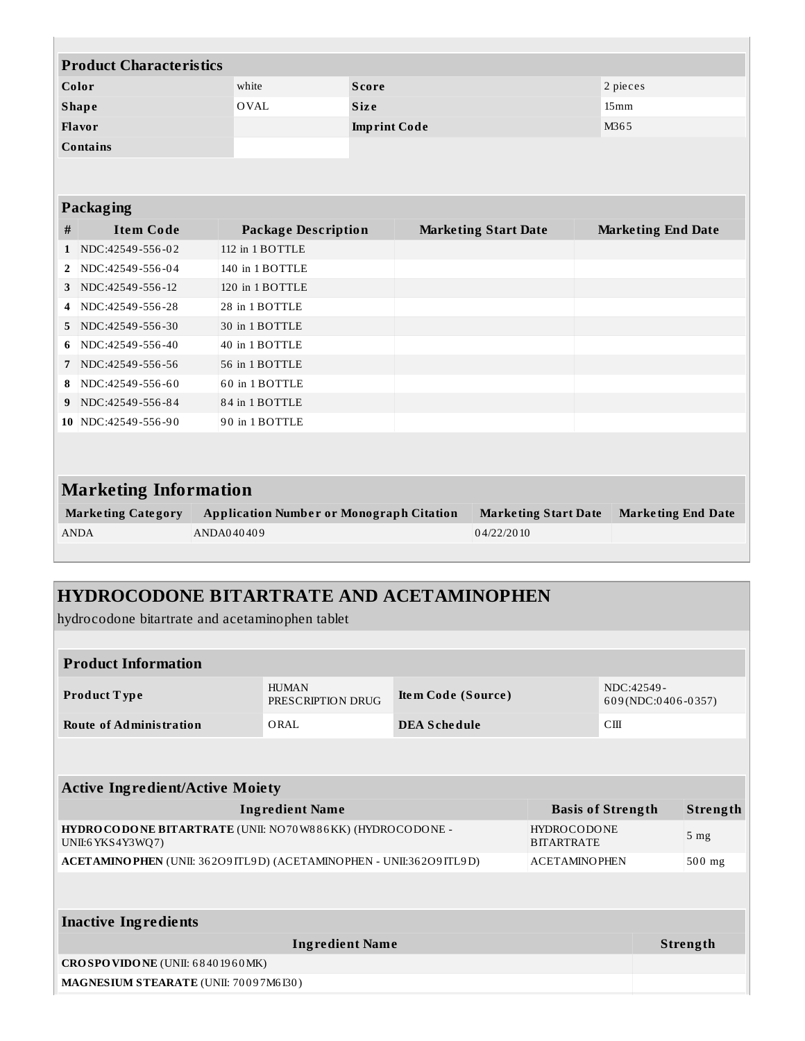| Product Characteristics | | | |
| --- | --- | --- | --- |
| **Color** | white | **Score** | 2 pieces |
| **Shape** | OVAL | **Size** | 15mm |
| **Flavor** | | **Imprint Code** | M365 |
| **Contains** | | | |

| Packaging | | | | |
| --- | --- | --- | --- | --- |
| **#** | **Item Code** | **Package Description** | **Marketing Start Date** | **Marketing End Date** |
| **1** | NDC:42549-556-02 | 112 in 1 BOTTLE | | |
| **2** | NDC:42549-556-04 | 140 in 1 BOTTLE | | |
| **3** | NDC:42549-556-12 | 120 in 1 BOTTLE | | |
| **4** | NDC:42549-556-28 | 28 in 1 BOTTLE | | |
| **5** | NDC:42549-556-30 | 30 in 1 BOTTLE | | |
| **6** | NDC:42549-556-40 | 40 in 1 BOTTLE | | |
| **7** | NDC:42549-556-56 | 56 in 1 BOTTLE | | |
| **8** | NDC:42549-556-60 | 60 in 1 BOTTLE | | |
| **9** | NDC:42549-556-84 | 84 in 1 BOTTLE | | |
| **10** | NDC:42549-556-90 | 90 in 1 BOTTLE | | |

## Marketing Information

| Marketing Category | Application Number or Monograph Citation | Marketing Start Date | Marketing End Date |
| --- | --- | --- | --- |
| ANDA | ANDA040409 | 04/22/2010 | |

## HYDROCODONE BITARTRATE AND ACETAMINOPHEN

hydrocodone bitartrate and acetaminophen tablet

| Product Information | | | |
| --- | --- | --- | --- |
| **Product Type** | HUMAN PRESCRIPTION DRUG | **Item Code (Source)** | NDC:42549-609(NDC:0406-0357) |
| **Route of Administration** | ORAL | **DEA Schedule** | CIII |

| Active Ingredient/Active Moiety | | |
| --- | --- | --- |
| **Ingredient Name** | **Basis of Strength** | **Strength** |
| **HYDROCODONE BITARTRATE** (UNII: NO70W886KK) (HYDROCODONE - UNII:6YKS4Y3WQ7) | HYDROCODONE BITARTRATE | 5 mg |
| **ACETAMINOPHEN** (UNII: 362O9ITL9D) (ACETAMINOPHEN - UNII:362O9ITL9D) | ACETAMINOPHEN | 500 mg |

| Inactive Ingredients | |
| --- | --- |
| **Ingredient Name** | **Strength** |
| **CROSPOVIDONE** (UNII: 68401960MK) | |
| **MAGNESIUM STEARATE** (UNII: 70097M6I30) | |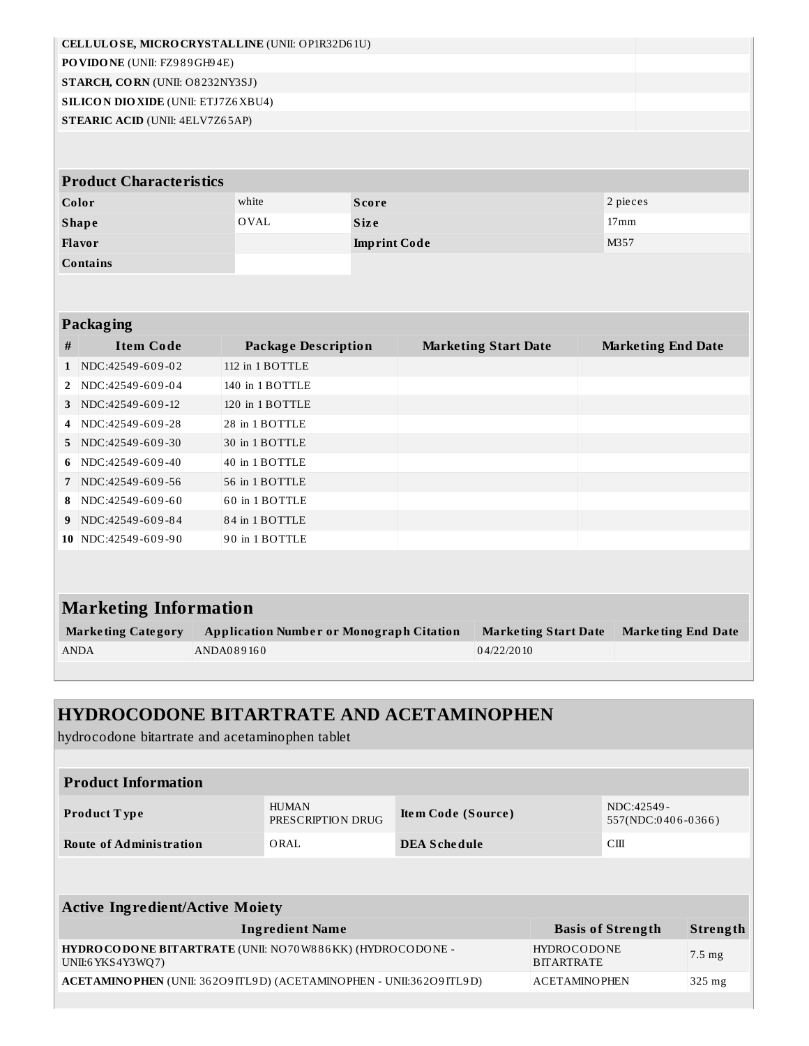| | |
|---|---|
| **CELLULOSE, MICROCRYSTALLINE** (UNII: OP1R32D61U) | |
| **POVIDONE** (UNII: FZ989GH94E) | |
| **STARCH, CORN** (UNII: O8232NY3SJ) | |
| **SILICON DIOXIDE** (UNII: ETJ7Z6XBU4) | |
| **STEARIC ACID** (UNII: 4ELV7Z65AP) | |

| **Product Characteristics** | | | |
|---|---|---|---|
| **Color** | white | **Score** | 2 pieces |
| **Shape** | OVAL | **Size** | 17mm |
| **Flavor** | | **Imprint Code** | M357 |
| **Contains** | | | |

**Packaging**

| # | Item Code | Package Description | Marketing Start Date | Marketing End Date |
|---|---|---|---|---|
| 1 | NDC:42549-609-02 | 112 in 1 BOTTLE | | |
| 2 | NDC:42549-609-04 | 140 in 1 BOTTLE | | |
| 3 | NDC:42549-609-12 | 120 in 1 BOTTLE | | |
| 4 | NDC:42549-609-28 | 28 in 1 BOTTLE | | |
| 5 | NDC:42549-609-30 | 30 in 1 BOTTLE | | |
| 6 | NDC:42549-609-40 | 40 in 1 BOTTLE | | |
| 7 | NDC:42549-609-56 | 56 in 1 BOTTLE | | |
| 8 | NDC:42549-609-60 | 60 in 1 BOTTLE | | |
| 9 | NDC:42549-609-84 | 84 in 1 BOTTLE | | |
| 10 | NDC:42549-609-90 | 90 in 1 BOTTLE | | |

**Marketing Information**

| Marketing Category | Application Number or Monograph Citation | Marketing Start Date | Marketing End Date |
|---|---|---|---|
| ANDA | ANDA089160 | 04/22/2010 | |

## HYDROCODONE BITARTRATE AND ACETAMINOPHEN

hydrocodone bitartrate and acetaminophen tablet

| **Product Information** | | | |
|---|---|---|---|
| **Product Type** | HUMAN PRESCRIPTION DRUG | **Item Code (Source)** | NDC:42549-557(NDC:0406-0366) |
| **Route of Administration** | ORAL | **DEA Schedule** | CIII |

**Active Ingredient/Active Moiety**

| Ingredient Name | Basis of Strength | Strength |
|---|---|---|
| **HYDROCODONE BITARTRATE** (UNII: NO70W886KK) (HYDROCODONE - UNII:6YKS4Y3WQ7) | HYDROCODONE BITARTRATE | 7.5 mg |
| **ACETAMINOPHEN** (UNII: 362O9ITL9D) (ACETAMINOPHEN - UNII:362O9ITL9D) | ACETAMINOPHEN | 325 mg |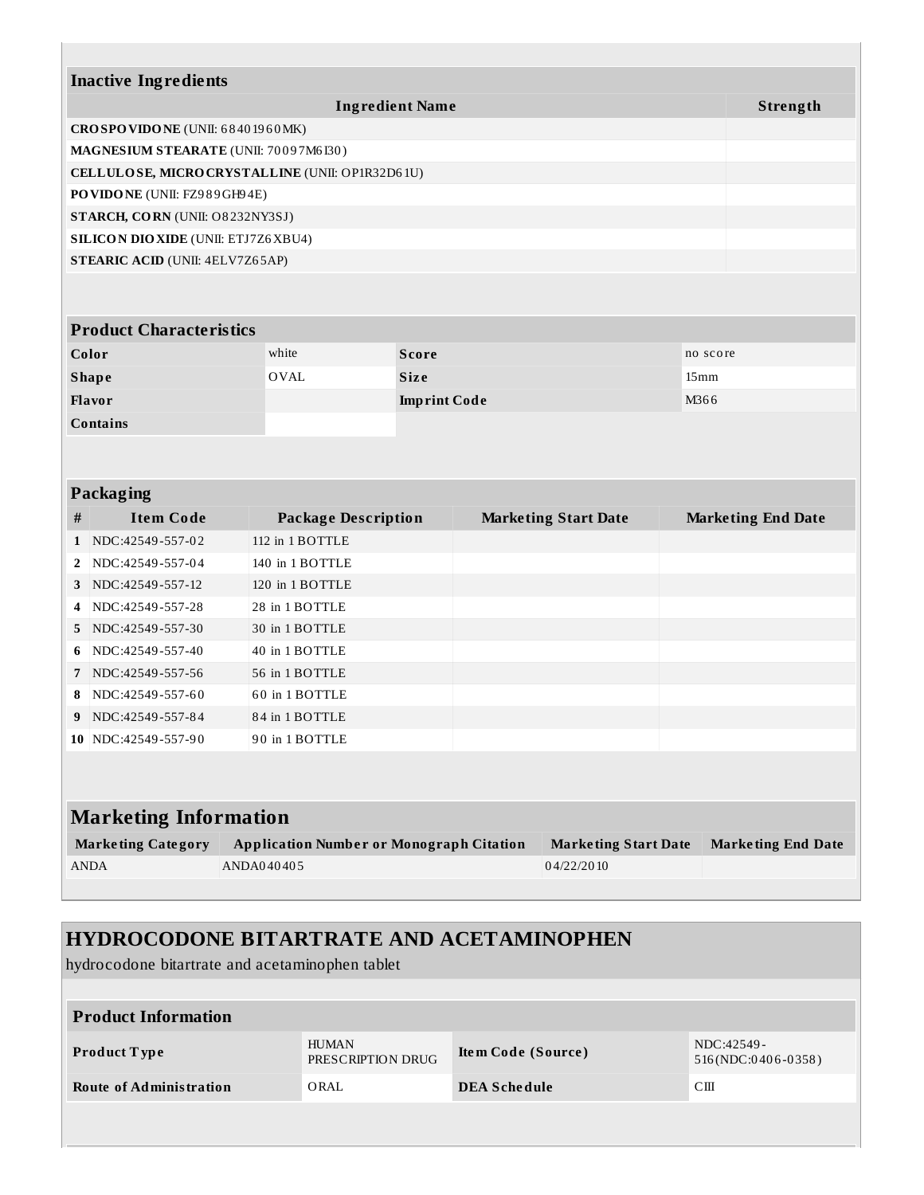## Inactive Ingredients

| Ingredient Name | Strength |
|---|---|
| **CROSPOVIDONE** (UNII: 68401960MK) | |
| **MAGNESIUM STEARATE** (UNII: 70097M6I30) | |
| **CELLULOSE, MICROCRYSTALLINE** (UNII: OP1R32D61U) | |
| **POVIDONE** (UNII: FZ989GH94E) | |
| **STARCH, CORN** (UNII: O8232NY3SJ) | |
| **SILICON DIOXIDE** (UNII: ETJ7Z6XBU4) | |
| **STEARIC ACID** (UNII: 4ELV7Z65AP) | |

## Product Characteristics

| | | | |
|---|---|---|---|
| **Color** | white | **Score** | no score |
| **Shape** | OVAL | **Size** | 15mm |
| **Flavor** | | **Imprint Code** | M366 |
| **Contains** | | | |

## Packaging

| # | Item Code | Package Description | Marketing Start Date | Marketing End Date |
|---|---|---|---|---|
| 1 | NDC:42549-557-02 | 112 in 1 BOTTLE | | |
| 2 | NDC:42549-557-04 | 140 in 1 BOTTLE | | |
| 3 | NDC:42549-557-12 | 120 in 1 BOTTLE | | |
| 4 | NDC:42549-557-28 | 28 in 1 BOTTLE | | |
| 5 | NDC:42549-557-30 | 30 in 1 BOTTLE | | |
| 6 | NDC:42549-557-40 | 40 in 1 BOTTLE | | |
| 7 | NDC:42549-557-56 | 56 in 1 BOTTLE | | |
| 8 | NDC:42549-557-60 | 60 in 1 BOTTLE | | |
| 9 | NDC:42549-557-84 | 84 in 1 BOTTLE | | |
| 10 | NDC:42549-557-90 | 90 in 1 BOTTLE | | |

## Marketing Information

| Marketing Category | Application Number or Monograph Citation | Marketing Start Date | Marketing End Date |
|---|---|---|---|
| ANDA | ANDA040405 | 04/22/2010 | |

# HYDROCODONE BITARTRATE AND ACETAMINOPHEN

hydrocodone bitartrate and acetaminophen tablet

## Product Information

| | | | |
|---|---|---|---|
| **Product Type** | HUMAN PRESCRIPTION DRUG | **Item Code (Source)** | NDC:42549-516(NDC:0406-0358) |
| **Route of Administration** | ORAL | **DEA Schedule** | CIII |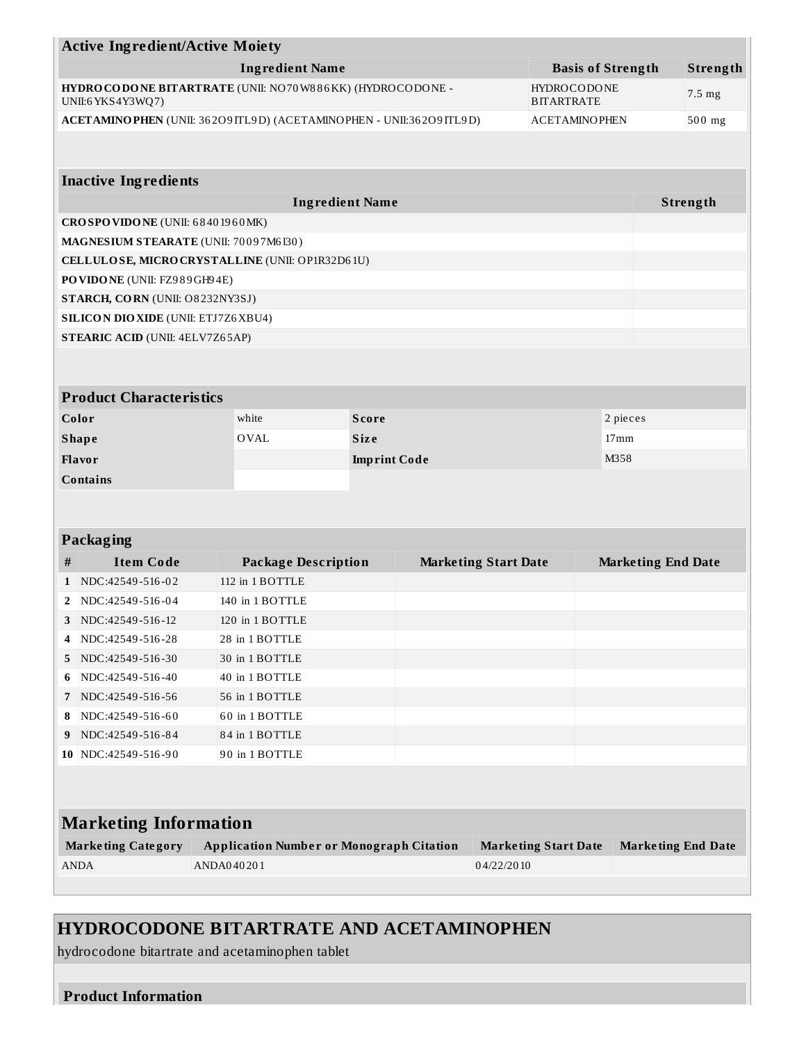| Active Ingredient/Active Moiety | | |
|---|---|---|
| **Ingredient Name** | **Basis of Strength** | **Strength** |
| **HYDROCODONE BITARTRATE** (UNII: NO70W886KK) (HYDROCODONE - UNII:6YKS4Y3WQ7) | HYDROCODONE BITARTRATE | 7.5 mg |
| **ACETAMINOPHEN** (UNII: 362O9ITL9D) (ACETAMINOPHEN - UNII:362O9ITL9D) | ACETAMINOPHEN | 500 mg |

| Inactive Ingredients | |
|---|---|
| **Ingredient Name** | **Strength** |
| **CROSPOVIDONE** (UNII: 68401960MK) | |
| **MAGNESIUM STEARATE** (UNII: 70097M6I30) | |
| **CELLULOSE, MICROCRYSTALLINE** (UNII: OP1R32D61U) | |
| **POVIDONE** (UNII: FZ989GH94E) | |
| **STARCH, CORN** (UNII: O8232NY3SJ) | |
| **SILICON DIOXIDE** (UNII: ETJ7Z6XBU4) | |
| **STEARIC ACID** (UNII: 4ELV7Z65AP) | |

| Product Characteristics | | | |
|---|---|---|---|
| **Color** | white | **Score** | 2 pieces |
| **Shape** | OVAL | **Size** | 17mm |
| **Flavor** | | **Imprint Code** | M358 |
| **Contains** | | | |

| Packaging | | | | |
|---|---|---|---|---|
| **#** | **Item Code** | **Package Description** | **Marketing Start Date** | **Marketing End Date** |
| 1 | NDC:42549-516-02 | 112 in 1 BOTTLE | | |
| 2 | NDC:42549-516-04 | 140 in 1 BOTTLE | | |
| 3 | NDC:42549-516-12 | 120 in 1 BOTTLE | | |
| 4 | NDC:42549-516-28 | 28 in 1 BOTTLE | | |
| 5 | NDC:42549-516-30 | 30 in 1 BOTTLE | | |
| 6 | NDC:42549-516-40 | 40 in 1 BOTTLE | | |
| 7 | NDC:42549-516-56 | 56 in 1 BOTTLE | | |
| 8 | NDC:42549-516-60 | 60 in 1 BOTTLE | | |
| 9 | NDC:42549-516-84 | 84 in 1 BOTTLE | | |
| 10 | NDC:42549-516-90 | 90 in 1 BOTTLE | | |

## Marketing Information

| Marketing Category | Application Number or Monograph Citation | Marketing Start Date | Marketing End Date |
|---|---|---|---|
| ANDA | ANDA040201 | 04/22/2010 | |

## HYDROCODONE BITARTRATE AND ACETAMINOPHEN

hydrocodone bitartrate and acetaminophen tablet

### Product Information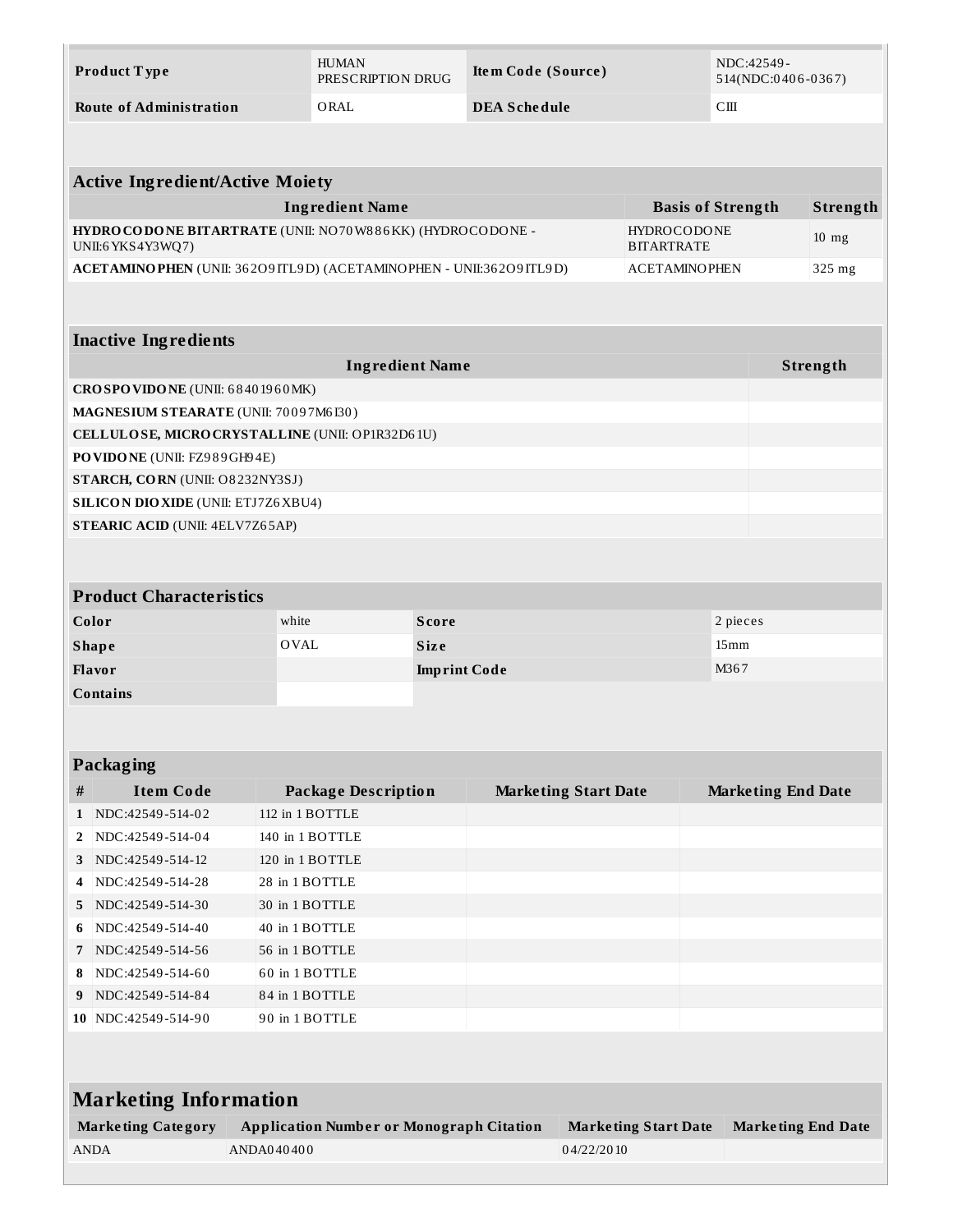| Product Type | HUMAN PRESCRIPTION DRUG | Item Code (Source) | NDC:42549-514(NDC:0406-0367) |
| --- | --- | --- | --- |
| Route of Administration | ORAL | DEA Schedule | CIII |

| Active Ingredient/Active Moiety | | |
| --- | --- | --- |
| Ingredient Name | Basis of Strength | Strength |
| **HYDROCODONE BITARTRATE** (UNII: NO70W886KK) (HYDROCODONE - UNII:6YKS4Y3WQ7) | HYDROCODONE BITARTRATE | 10 mg |
| **ACETAMINOPHEN** (UNII: 362O9ITL9D) (ACETAMINOPHEN - UNII:362O9ITL9D) | ACETAMINOPHEN | 325 mg |

| Inactive Ingredients | |
| --- | --- |
| Ingredient Name | Strength |
| **CROSPOVIDONE** (UNII: 68401960MK) | |
| **MAGNESIUM STEARATE** (UNII: 70097M6I30) | |
| **CELLULOSE, MICROCRYSTALLINE** (UNII: OP1R32D61U) | |
| **POVIDONE** (UNII: FZ989GH94E) | |
| **STARCH, CORN** (UNII: O8232NY3SJ) | |
| **SILICON DIOXIDE** (UNII: ETJ7Z6XBU4) | |
| **STEARIC ACID** (UNII: 4ELV7Z65AP) | |

| Product Characteristics | | | |
| --- | --- | --- | --- |
| Color | white | Score | 2 pieces |
| Shape | OVAL | Size | 15mm |
| Flavor | | Imprint Code | M367 |
| Contains | | | |

| Packaging | | | | |
| --- | --- | --- | --- | --- |
| # | Item Code | Package Description | Marketing Start Date | Marketing End Date |
| 1 | NDC:42549-514-02 | 112 in 1 BOTTLE | | |
| 2 | NDC:42549-514-04 | 140 in 1 BOTTLE | | |
| 3 | NDC:42549-514-12 | 120 in 1 BOTTLE | | |
| 4 | NDC:42549-514-28 | 28 in 1 BOTTLE | | |
| 5 | NDC:42549-514-30 | 30 in 1 BOTTLE | | |
| 6 | NDC:42549-514-40 | 40 in 1 BOTTLE | | |
| 7 | NDC:42549-514-56 | 56 in 1 BOTTLE | | |
| 8 | NDC:42549-514-60 | 60 in 1 BOTTLE | | |
| 9 | NDC:42549-514-84 | 84 in 1 BOTTLE | | |
| 10 | NDC:42549-514-90 | 90 in 1 BOTTLE | | |

| Marketing Information | | | |
| --- | --- | --- | --- |
| Marketing Category | Application Number or Monograph Citation | Marketing Start Date | Marketing End Date |
| ANDA | ANDA040400 | 04/22/2010 | |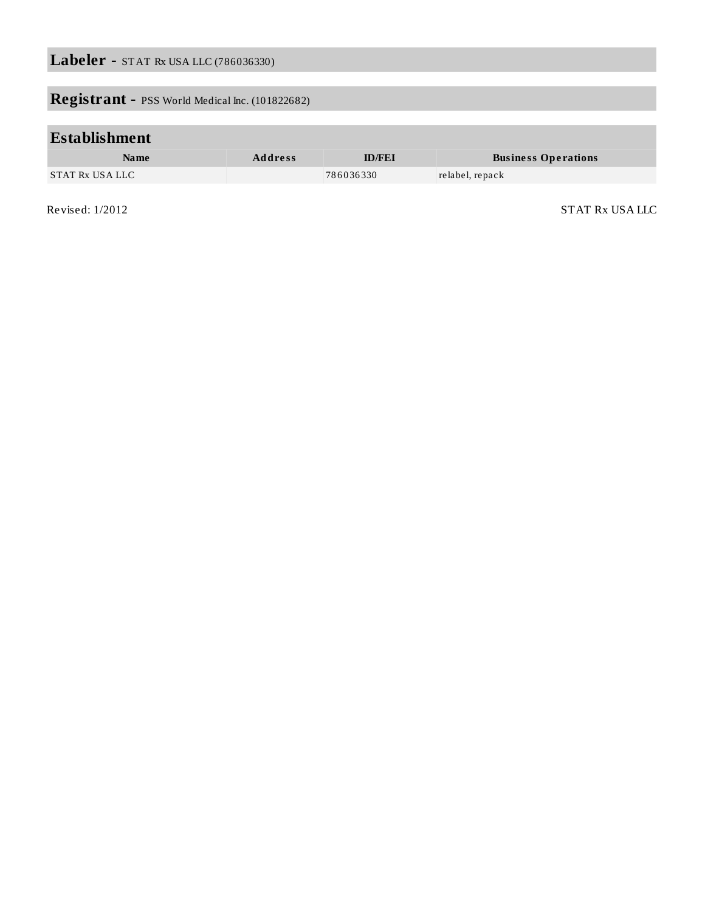## Labeler - STAT Rx USA LLC (786036330)

## Registrant - PSS World Medical Inc. (101822682)

## Establishment

| Name | Address | ID/FEI | Business Operations |
|---|---|---|---|
| STAT Rx USA LLC | | 786036330 | relabel, repack |

Revised: 1/2012

STAT Rx USA LLC